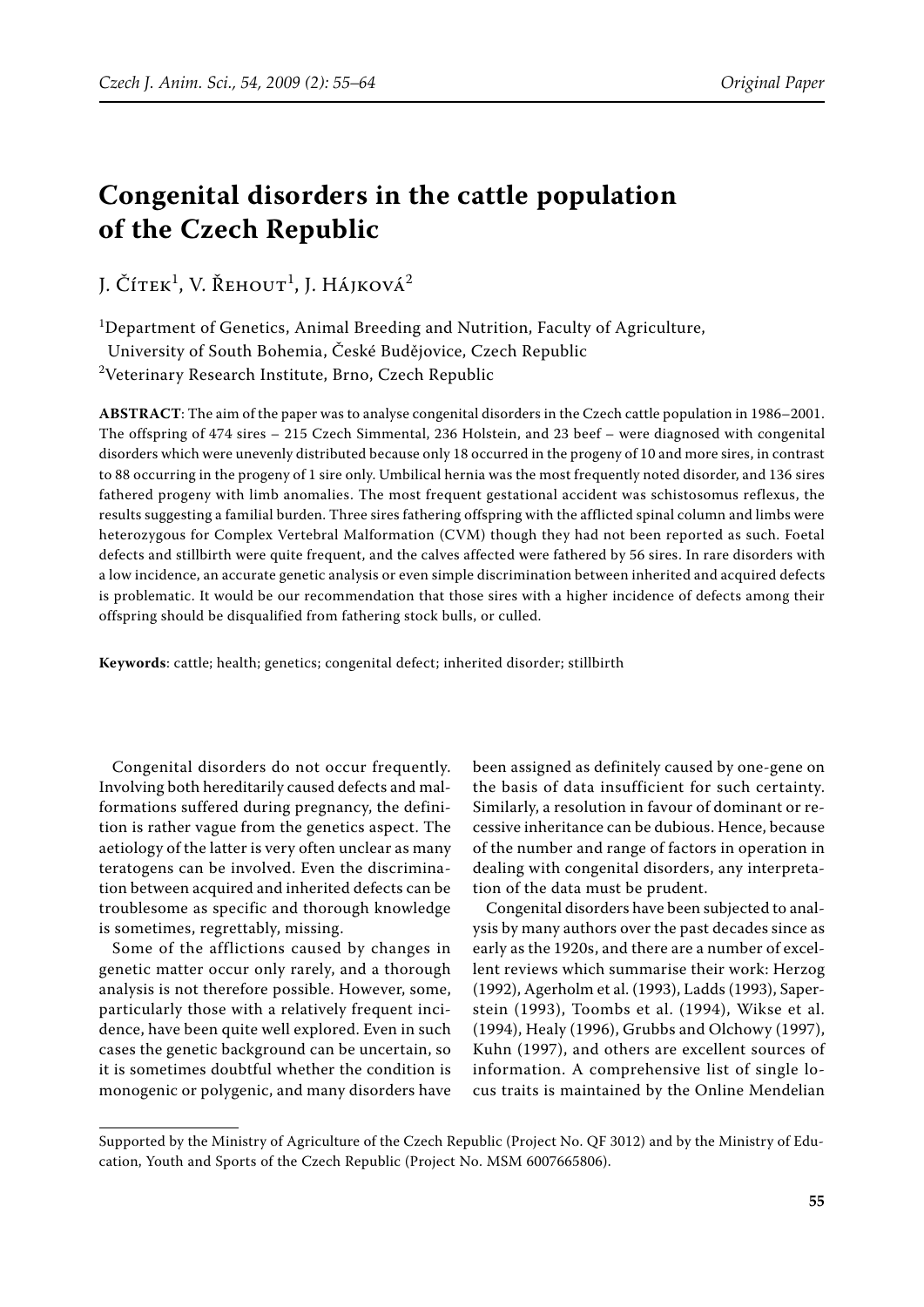# Congenital disorders in the cattle population of the Czech Republic

J. Čítek[1], V. Řehout[1], J. Hájková[2]

[1]Department of Genetics, Animal Breeding and Nutrition, Faculty of Agriculture, University of South Bohemia, České Budějovice, Czech Republic
[2]Veterinary Research Institute, Brno, Czech Republic

**ABSTRACT**: The aim of the paper was to analyse congenital disorders in the Czech cattle population in 1986–2001. The offspring of 474 sires – 215 Czech Simmental, 236 Holstein, and 23 beef – were diagnosed with congenital disorders which were unevenly distributed because only 18 occurred in the progeny of 10 and more sires, in contrast to 88 occurring in the progeny of 1 sire only. Umbilical hernia was the most frequently noted disorder, and 136 sires fathered progeny with limb anomalies. The most frequent gestational accident was schistosomus reflexus, the results suggesting a familial burden. Three sires fathering offspring with the afflicted spinal column and limbs were heterozygous for Complex Vertebral Malformation (CVM) though they had not been reported as such. Foetal defects and stillbirth were quite frequent, and the calves affected were fathered by 56 sires. In rare disorders with a low incidence, an accurate genetic analysis or even simple discrimination between inherited and acquired defects is problematic. It would be our recommendation that those sires with a higher incidence of defects among their offspring should be disqualified from fathering stock bulls, or culled.

**Keywords**: cattle; health; genetics; congenital defect; inherited disorder; stillbirth

Congenital disorders do not occur frequently. Involving both hereditarily caused defects and malformations suffered during pregnancy, the definition is rather vague from the genetics aspect. The aetiology of the latter is very often unclear as many teratogens can be involved. Even the discrimination between acquired and inherited defects can be troublesome as specific and thorough knowledge is sometimes, regrettably, missing.

Some of the afflictions caused by changes in genetic matter occur only rarely, and a thorough analysis is not therefore possible. However, some, particularly those with a relatively frequent incidence, have been quite well explored. Even in such cases the genetic background can be uncertain, so it is sometimes doubtful whether the condition is monogenic or polygenic, and many disorders have been assigned as definitely caused by one-gene on the basis of data insufficient for such certainty. Similarly, a resolution in favour of dominant or recessive inheritance can be dubious. Hence, because of the number and range of factors in operation in dealing with congenital disorders, any interpretation of the data must be prudent.

Congenital disorders have been subjected to analysis by many authors over the past decades since as early as the 1920s, and there are a number of excellent reviews which summarise their work: Herzog (1992), Agerholm et al. (1993), Ladds (1993), Saperstein (1993), Toombs et al. (1994), Wikse et al. (1994), Healy (1996), Grubbs and Olchowy (1997), Kuhn (1997), and others are excellent sources of information. A comprehensive list of single locus traits is maintained by the Online Mendelian

Supported by the Ministry of Agriculture of the Czech Republic (Project No. QF 3012) and by the Ministry of Education, Youth and Sports of the Czech Republic (Project No. MSM 6007665806).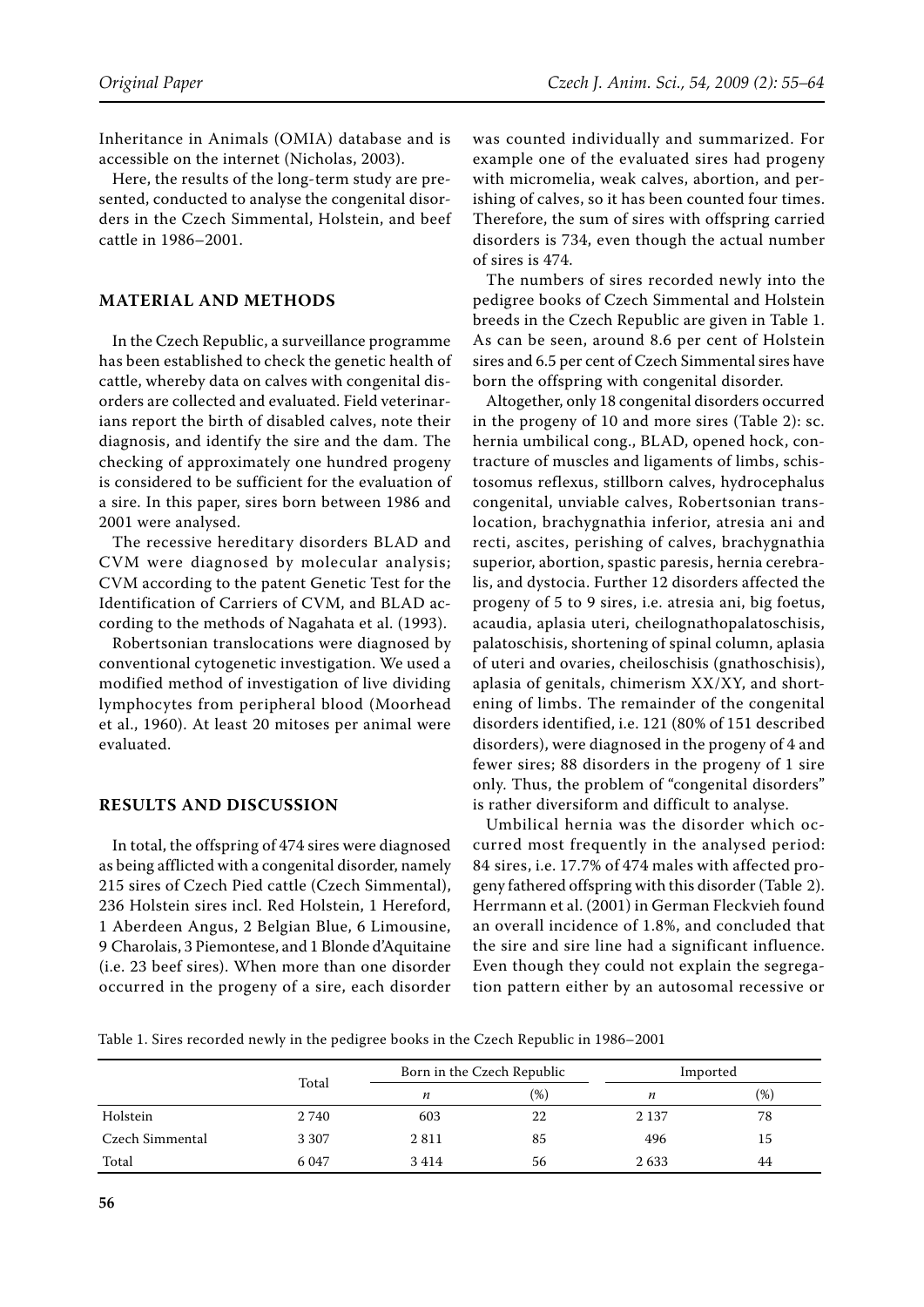Inheritance in Animals (OMIA) database and is accessible on the internet (Nicholas, 2003).

Here, the results of the long-term study are presented, conducted to analyse the congenital disorders in the Czech Simmental, Holstein, and beef cattle in 1986–2001.

## MATERIAL AND METHODS

In the Czech Republic, a surveillance programme has been established to check the genetic health of cattle, whereby data on calves with congenital disorders are collected and evaluated. Field veterinarians report the birth of disabled calves, note their diagnosis, and identify the sire and the dam. The checking of approximately one hundred progeny is considered to be sufficient for the evaluation of a sire. In this paper, sires born between 1986 and 2001 were analysed.

The recessive hereditary disorders BLAD and CVM were diagnosed by molecular analysis; CVM according to the patent Genetic Test for the Identification of Carriers of CVM, and BLAD according to the methods of Nagahata et al. (1993).

Robertsonian translocations were diagnosed by conventional cytogenetic investigation. We used a modified method of investigation of live dividing lymphocytes from peripheral blood (Moorhead et al., 1960). At least 20 mitoses per animal were evaluated.

## RESULTS AND DISCUSSION

In total, the offspring of 474 sires were diagnosed as being afflicted with a congenital disorder, namely 215 sires of Czech Pied cattle (Czech Simmental), 236 Holstein sires incl. Red Holstein, 1 Hereford, 1 Aberdeen Angus, 2 Belgian Blue, 6 Limousine, 9 Charolais, 3 Piemontese, and 1 Blonde d'Aquitaine (i.e. 23 beef sires). When more than one disorder occurred in the progeny of a sire, each disorder was counted individually and summarized. For example one of the evaluated sires had progeny with micromelia, weak calves, abortion, and perishing of calves, so it has been counted four times. Therefore, the sum of sires with offspring carried disorders is 734, even though the actual number of sires is 474.

The numbers of sires recorded newly into the pedigree books of Czech Simmental and Holstein breeds in the Czech Republic are given in Table 1. As can be seen, around 8.6 per cent of Holstein sires and 6.5 per cent of Czech Simmental sires have born the offspring with congenital disorder.

Altogether, only 18 congenital disorders occurred in the progeny of 10 and more sires (Table 2): sc. hernia umbilical cong., BLAD, opened hock, contracture of muscles and ligaments of limbs, schistosomus reflexus, stillborn calves, hydrocephalus congenital, unviable calves, Robertsonian translocation, brachygnathia inferior, atresia ani and recti, ascites, perishing of calves, brachygnathia superior, abortion, spastic paresis, hernia cerebralis, and dystocia. Further 12 disorders affected the progeny of 5 to 9 sires, i.e. atresia ani, big foetus, acaudia, aplasia uteri, cheilognathopalatoschisis, palatoschisis, shortening of spinal column, aplasia of uteri and ovaries, cheiloschisis (gnathoschisis), aplasia of genitals, chimerism XX/XY, and shortening of limbs. The remainder of the congenital disorders identified, i.e. 121 (80% of 151 described disorders), were diagnosed in the progeny of 4 and fewer sires; 88 disorders in the progeny of 1 sire only. Thus, the problem of "congenital disorders" is rather diversiform and difficult to analyse.

Umbilical hernia was the disorder which occurred most frequently in the analysed period: 84 sires, i.e. 17.7% of 474 males with affected progeny fathered offspring with this disorder (Table 2). Herrmann et al. (2001) in German Fleckvieh found an overall incidence of 1.8%, and concluded that the sire and sire line had a significant influence. Even though they could not explain the segregation pattern either by an autosomal recessive or

Table 1. Sires recorded newly in the pedigree books in the Czech Republic in 1986–2001

| | Total | Born in the Czech Republic | | Imported | |
|---|---|---|---|---|---|
| | | *n* | (%) | *n* | (%) |
| Holstein | 2 740 | 603 | 22 | 2 137 | 78 |
| Czech Simmental | 3 307 | 2 811 | 85 | 496 | 15 |
| Total | 6 047 | 3 414 | 56 | 2 633 | 44 |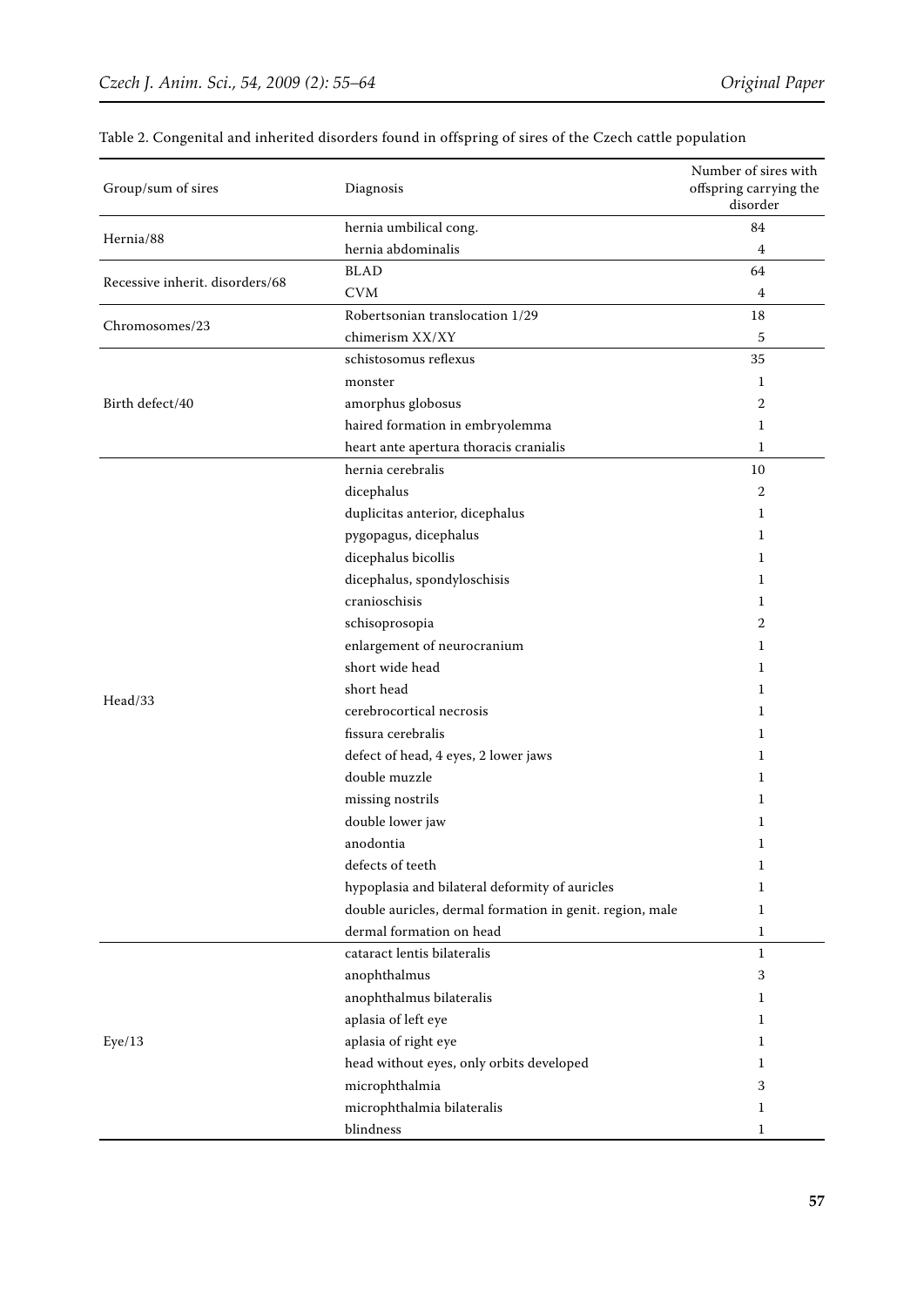Table 2. Congenital and inherited disorders found in offspring of sires of the Czech cattle population

| Group/sum of sires | Diagnosis | Number of sires with offspring carrying the disorder |
|---|---|---|
| Hernia/88 | hernia umbilical cong. | 84 |
| | hernia abdominalis | 4 |
| Recessive inherit. disorders/68 | BLAD | 64 |
| | CVM | 4 |
| Chromosomes/23 | Robertsonian translocation 1/29 | 18 |
| | chimerism XX/XY | 5 |
| Birth defect/40 | schistosomus reflexus | 35 |
| | monster | 1 |
| | amorphus globosus | 2 |
| | haired formation in embryolemma | 1 |
| | heart ante apertura thoracis cranialis | 1 |
| Head/33 | hernia cerebralis | 10 |
| | dicephalus | 2 |
| | duplicitas anterior, dicephalus | 1 |
| | pygopagus, dicephalus | 1 |
| | dicephalus bicollis | 1 |
| | dicephalus, spondyloschisis | 1 |
| | cranioschisis | 1 |
| | schisoprosopia | 2 |
| | enlargement of neurocranium | 1 |
| | short wide head | 1 |
| | short head | 1 |
| | cerebrocortical necrosis | 1 |
| | fissura cerebralis | 1 |
| | defect of head, 4 eyes, 2 lower jaws | 1 |
| | double muzzle | 1 |
| | missing nostrils | 1 |
| | double lower jaw | 1 |
| | anodontia | 1 |
| | defects of teeth | 1 |
| | hypoplasia and bilateral deformity of auricles | 1 |
| | double auricles, dermal formation in genit. region, male | 1 |
| | dermal formation on head | 1 |
| Eye/13 | cataract lentis bilateralis | 1 |
| | anophthalmus | 3 |
| | anophthalmus bilateralis | 1 |
| | aplasia of left eye | 1 |
| | aplasia of right eye | 1 |
| | head without eyes, only orbits developed | 1 |
| | microphthalmia | 3 |
| | microphthalmia bilateralis | 1 |
| | blindness | 1 |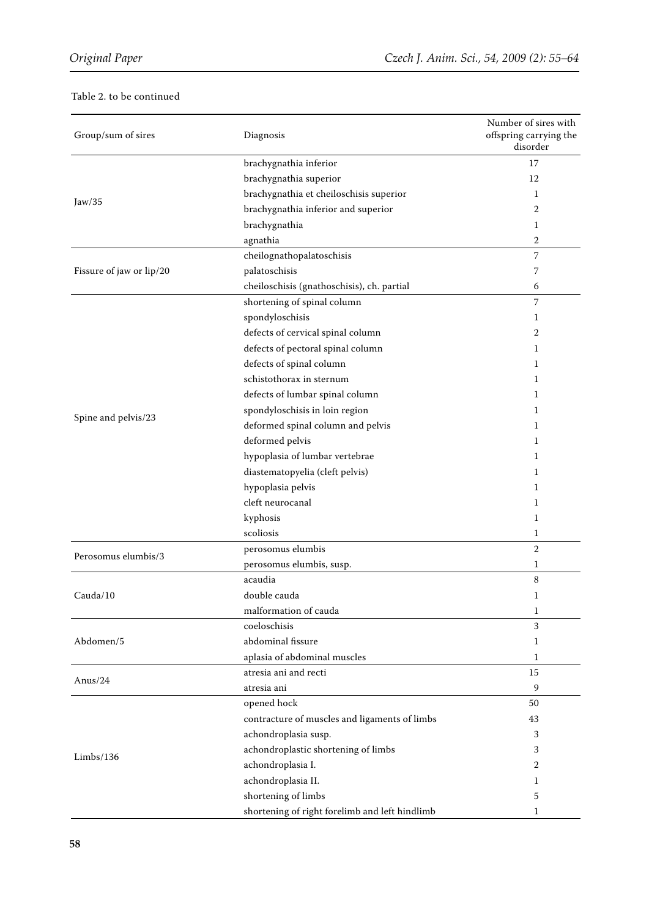Table 2. to be continued

| Group/sum of sires | Diagnosis | Number of sires with offspring carrying the disorder |
|---|---|---|
| Jaw/35 | brachygnathia inferior | 17 |
| | brachygnathia superior | 12 |
| | brachygnathia et cheiloschisis superior | 1 |
| | brachygnathia inferior and superior | 2 |
| | brachygnathia | 1 |
| | agnathia | 2 |
| Fissure of jaw or lip/20 | cheilognathopalatoschisis | 7 |
| | palatoschisis | 7 |
| | cheiloschisis (gnathoschisis), ch. partial | 6 |
| Spine and pelvis/23 | shortening of spinal column | 7 |
| | spondyloschisis | 1 |
| | defects of cervical spinal column | 2 |
| | defects of pectoral spinal column | 1 |
| | defects of spinal column | 1 |
| | schistothorax in sternum | 1 |
| | defects of lumbar spinal column | 1 |
| | spondyloschisis in loin region | 1 |
| | deformed spinal column and pelvis | 1 |
| | deformed pelvis | 1 |
| | hypoplasia of lumbar vertebrae | 1 |
| | diastematopyelia (cleft pelvis) | 1 |
| | hypoplasia pelvis | 1 |
| | cleft neurocanal | 1 |
| | kyphosis | 1 |
| | scoliosis | 1 |
| Perosomus elumbis/3 | perosomus elumbis | 2 |
| | perosomus elumbis, susp. | 1 |
| Cauda/10 | acaudia | 8 |
| | double cauda | 1 |
| | malformation of cauda | 1 |
| Abdomen/5 | coeloschisis | 3 |
| | abdominal fissure | 1 |
| | aplasia of abdominal muscles | 1 |
| Anus/24 | atresia ani and recti | 15 |
| | atresia ani | 9 |
| Limbs/136 | opened hock | 50 |
| | contracture of muscles and ligaments of limbs | 43 |
| | achondroplasia susp. | 3 |
| | achondroplastic shortening of limbs | 3 |
| | achondroplasia I. | 2 |
| | achondroplasia II. | 1 |
| | shortening of limbs | 5 |
| | shortening of right forelimb and left hindlimb | 1 |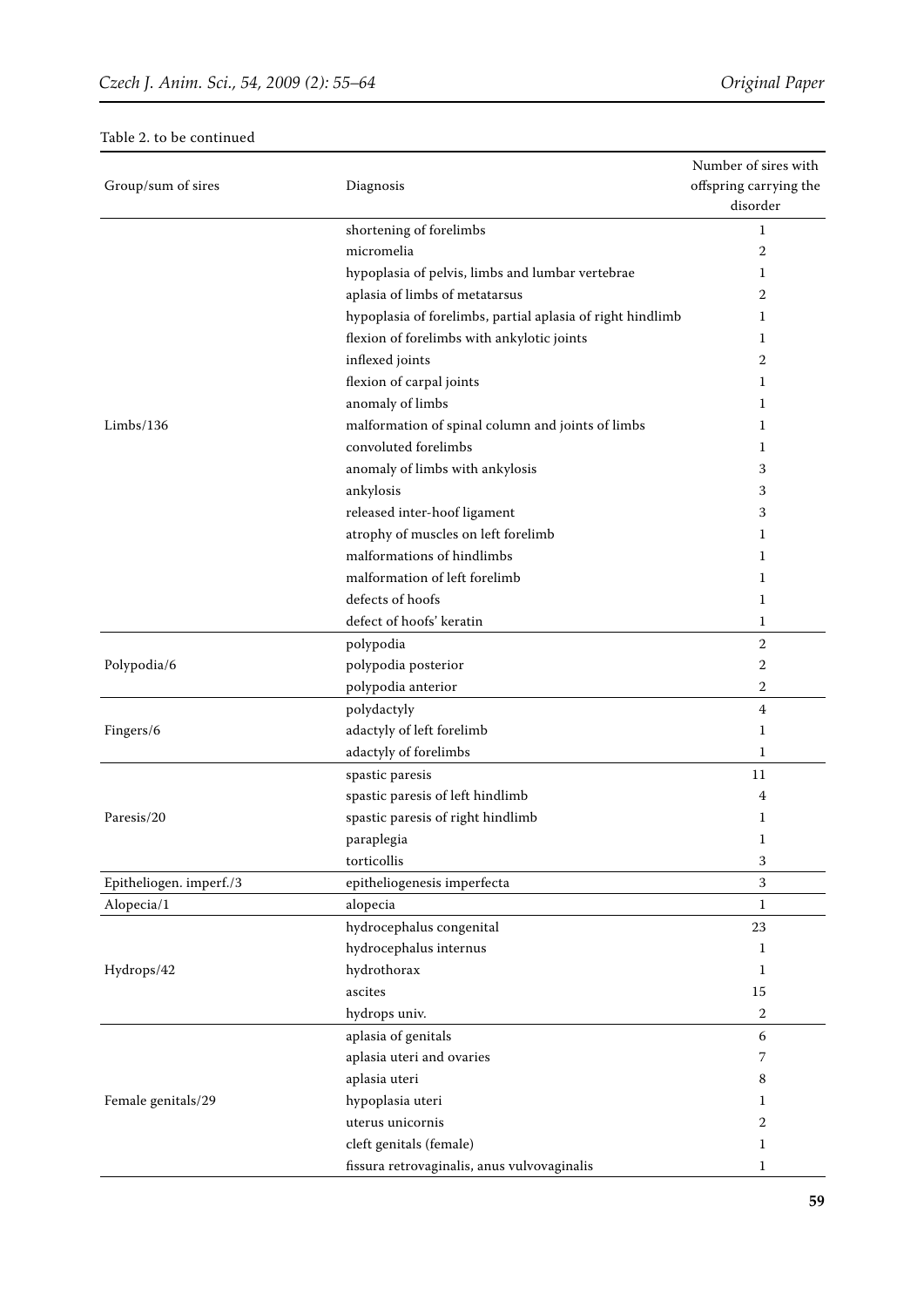Table 2. to be continued

| Group/sum of sires | Diagnosis | Number of sires with offspring carrying the disorder |
|---|---|---|
| Limbs/136 | shortening of forelimbs | 1 |
| | micromelia | 2 |
| | hypoplasia of pelvis, limbs and lumbar vertebrae | 1 |
| | aplasia of limbs of metatarsus | 2 |
| | hypoplasia of forelimbs, partial aplasia of right hindlimb | 1 |
| | flexion of forelimbs with ankylotic joints | 1 |
| | inflexed joints | 2 |
| | flexion of carpal joints | 1 |
| | anomaly of limbs | 1 |
| | malformation of spinal column and joints of limbs | 1 |
| | convoluted forelimbs | 1 |
| | anomaly of limbs with ankylosis | 3 |
| | ankylosis | 3 |
| | released inter-hoof ligament | 3 |
| | atrophy of muscles on left forelimb | 1 |
| | malformations of hindlimbs | 1 |
| | malformation of left forelimb | 1 |
| | defects of hoofs | 1 |
| | defect of hoofs' keratin | 1 |
| Polypodia/6 | polypodia | 2 |
| | polypodia posterior | 2 |
| | polypodia anterior | 2 |
| Fingers/6 | polydactyly | 4 |
| | adactyly of left forelimb | 1 |
| | adactyly of forelimbs | 1 |
| Paresis/20 | spastic paresis | 11 |
| | spastic paresis of left hindlimb | 4 |
| | spastic paresis of right hindlimb | 1 |
| | paraplegia | 1 |
| | torticollis | 3 |
| Epitheliogen. imperf./3 | epitheliogenesis imperfecta | 3 |
| Alopecia/1 | alopecia | 1 |
| Hydrops/42 | hydrocephalus congenital | 23 |
| | hydrocephalus internus | 1 |
| | hydrothorax | 1 |
| | ascites | 15 |
| | hydrops univ. | 2 |
| Female genitals/29 | aplasia of genitals | 6 |
| | aplasia uteri and ovaries | 7 |
| | aplasia uteri | 8 |
| | hypoplasia uteri | 1 |
| | uterus unicornis | 2 |
| | cleft genitals (female) | 1 |
| | fissura retrovaginalis, anus vulvovaginalis | 1 |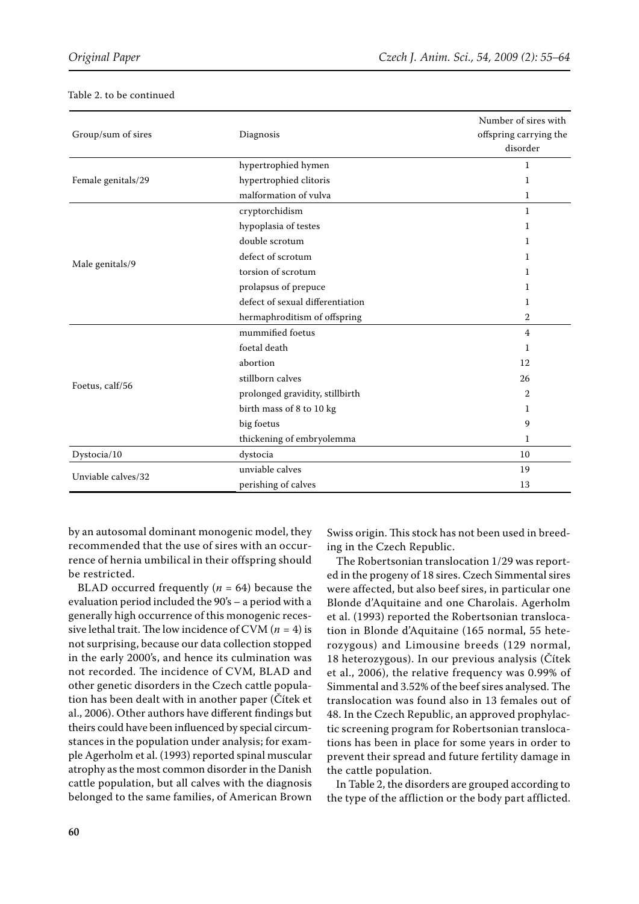Table 2. to be continued

| Group/sum of sires | Diagnosis | Number of sires with offspring carrying the disorder |
|---|---|---|
| Female genitals/29 | hypertrophied hymen | 1 |
| | hypertrophied clitoris | 1 |
| | malformation of vulva | 1 |
| Male genitals/9 | cryptorchidism | 1 |
| | hypoplasia of testes | 1 |
| | double scrotum | 1 |
| | defect of scrotum | 1 |
| | torsion of scrotum | 1 |
| | prolapsus of prepuce | 1 |
| | defect of sexual differentiation | 1 |
| | hermaphroditism of offspring | 2 |
| Foetus, calf/56 | mummified foetus | 4 |
| | foetal death | 1 |
| | abortion | 12 |
| | stillborn calves | 26 |
| | prolonged gravidity, stillbirth | 2 |
| | birth mass of 8 to 10 kg | 1 |
| | big foetus | 9 |
| | thickening of embryolemma | 1 |
| Dystocia/10 | dystocia | 10 |
| Unviable calves/32 | unviable calves | 19 |
| | perishing of calves | 13 |

by an autosomal dominant monogenic model, they recommended that the use of sires with an occurrence of hernia umbilical in their offspring should be restricted.

BLAD occurred frequently ($n = 64$) because the evaluation period included the 90's – a period with a generally high occurrence of this monogenic recessive lethal trait. The low incidence of CVM ($n = 4$) is not surprising, because our data collection stopped in the early 2000's, and hence its culmination was not recorded. The incidence of CVM, BLAD and other genetic disorders in the Czech cattle population has been dealt with in another paper (Čítek et al., 2006). Other authors have different findings but theirs could have been influenced by special circumstances in the population under analysis; for example Agerholm et al. (1993) reported spinal muscular atrophy as the most common disorder in the Danish cattle population, but all calves with the diagnosis belonged to the same families, of American Brown Swiss origin. This stock has not been used in breeding in the Czech Republic.

The Robertsonian translocation 1/29 was reported in the progeny of 18 sires. Czech Simmental sires were affected, but also beef sires, in particular one Blonde d'Aquitaine and one Charolais. Agerholm et al. (1993) reported the Robertsonian translocation in Blonde d'Aquitaine (165 normal, 55 heterozygous) and Limousine breeds (129 normal, 18 heterozygous). In our previous analysis (Čítek et al., 2006), the relative frequency was 0.99% of Simmental and 3.52% of the beef sires analysed. The translocation was found also in 13 females out of 48. In the Czech Republic, an approved prophylactic screening program for Robertsonian translocations has been in place for some years in order to prevent their spread and future fertility damage in the cattle population.

In Table 2, the disorders are grouped according to the type of the affliction or the body part afflicted.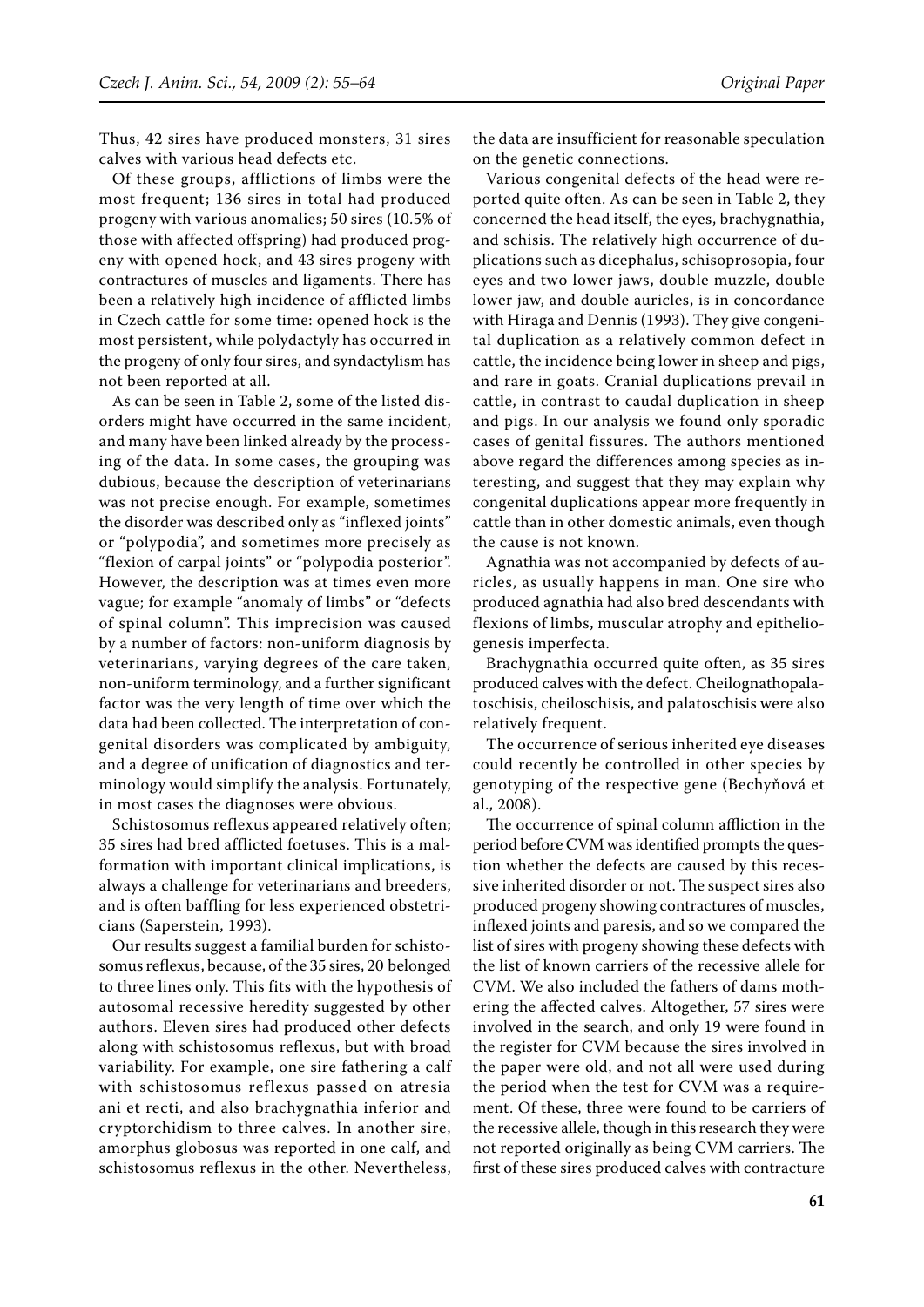Thus, 42 sires have produced monsters, 31 sires calves with various head defects etc.

Of these groups, afflictions of limbs were the most frequent; 136 sires in total had produced progeny with various anomalies; 50 sires (10.5% of those with affected offspring) had produced progeny with opened hock, and 43 sires progeny with contractures of muscles and ligaments. There has been a relatively high incidence of afflicted limbs in Czech cattle for some time: opened hock is the most persistent, while polydactyly has occurred in the progeny of only four sires, and syndactylism has not been reported at all.

As can be seen in Table 2, some of the listed disorders might have occurred in the same incident, and many have been linked already by the processing of the data. In some cases, the grouping was dubious, because the description of veterinarians was not precise enough. For example, sometimes the disorder was described only as "inflexed joints" or "polypodia", and sometimes more precisely as "flexion of carpal joints" or "polypodia posterior". However, the description was at times even more vague; for example "anomaly of limbs" or "defects of spinal column". This imprecision was caused by a number of factors: non-uniform diagnosis by veterinarians, varying degrees of the care taken, non-uniform terminology, and a further significant factor was the very length of time over which the data had been collected. The interpretation of congenital disorders was complicated by ambiguity, and a degree of unification of diagnostics and terminology would simplify the analysis. Fortunately, in most cases the diagnoses were obvious.

Schistosomus reflexus appeared relatively often; 35 sires had bred afflicted foetuses. This is a malformation with important clinical implications, is always a challenge for veterinarians and breeders, and is often baffling for less experienced obstetricians (Saperstein, 1993).

Our results suggest a familial burden for schistosomus reflexus, because, of the 35 sires, 20 belonged to three lines only. This fits with the hypothesis of autosomal recessive heredity suggested by other authors. Eleven sires had produced other defects along with schistosomus reflexus, but with broad variability. For example, one sire fathering a calf with schistosomus reflexus passed on atresia ani et recti, and also brachygnathia inferior and cryptorchidism to three calves. In another sire, amorphus globosus was reported in one calf, and schistosomus reflexus in the other. Nevertheless, the data are insufficient for reasonable speculation on the genetic connections.

Various congenital defects of the head were reported quite often. As can be seen in Table 2, they concerned the head itself, the eyes, brachygnathia, and schisis. The relatively high occurrence of duplications such as dicephalus, schisoprosopia, four eyes and two lower jaws, double muzzle, double lower jaw, and double auricles, is in concordance with Hiraga and Dennis (1993). They give congenital duplication as a relatively common defect in cattle, the incidence being lower in sheep and pigs, and rare in goats. Cranial duplications prevail in cattle, in contrast to caudal duplication in sheep and pigs. In our analysis we found only sporadic cases of genital fissures. The authors mentioned above regard the differences among species as interesting, and suggest that they may explain why congenital duplications appear more frequently in cattle than in other domestic animals, even though the cause is not known.

Agnathia was not accompanied by defects of auricles, as usually happens in man. One sire who produced agnathia had also bred descendants with flexions of limbs, muscular atrophy and epitheliogenesis imperfecta.

Brachygnathia occurred quite often, as 35 sires produced calves with the defect. Cheilognathopalatoschisis, cheiloschisis, and palatoschisis were also relatively frequent.

The occurrence of serious inherited eye diseases could recently be controlled in other species by genotyping of the respective gene (Bechyňová et al., 2008).

The occurrence of spinal column affliction in the period before CVM was identified prompts the question whether the defects are caused by this recessive inherited disorder or not. The suspect sires also produced progeny showing contractures of muscles, inflexed joints and paresis, and so we compared the list of sires with progeny showing these defects with the list of known carriers of the recessive allele for CVM. We also included the fathers of dams mothering the affected calves. Altogether, 57 sires were involved in the search, and only 19 were found in the register for CVM because the sires involved in the paper were old, and not all were used during the period when the test for CVM was a requirement. Of these, three were found to be carriers of the recessive allele, though in this research they were not reported originally as being CVM carriers. The first of these sires produced calves with contracture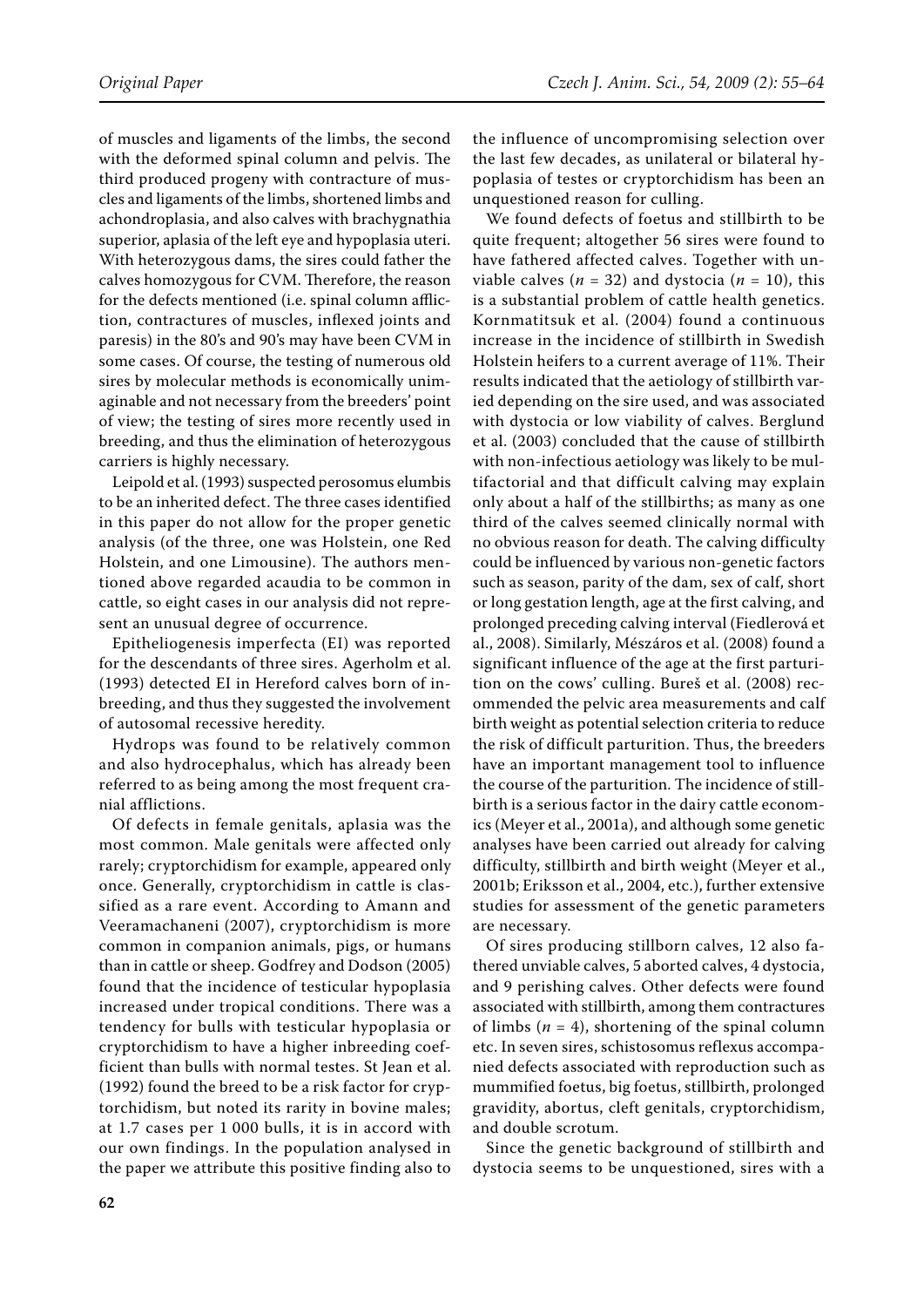of muscles and ligaments of the limbs, the second with the deformed spinal column and pelvis. The third produced progeny with contracture of muscles and ligaments of the limbs, shortened limbs and achondroplasia, and also calves with brachygnathia superior, aplasia of the left eye and hypoplasia uteri. With heterozygous dams, the sires could father the calves homozygous for CVM. Therefore, the reason for the defects mentioned (i.e. spinal column affliction, contractures of muscles, inflexed joints and paresis) in the 80's and 90's may have been CVM in some cases. Of course, the testing of numerous old sires by molecular methods is economically unimaginable and not necessary from the breeders' point of view; the testing of sires more recently used in breeding, and thus the elimination of heterozygous carriers is highly necessary.

Leipold et al. (1993) suspected perosomus elumbis to be an inherited defect. The three cases identified in this paper do not allow for the proper genetic analysis (of the three, one was Holstein, one Red Holstein, and one Limousine). The authors mentioned above regarded acaudia to be common in cattle, so eight cases in our analysis did not represent an unusual degree of occurrence.

Epitheliogenesis imperfecta (EI) was reported for the descendants of three sires. Agerholm et al. (1993) detected EI in Hereford calves born of inbreeding, and thus they suggested the involvement of autosomal recessive heredity.

Hydrops was found to be relatively common and also hydrocephalus, which has already been referred to as being among the most frequent cranial afflictions.

Of defects in female genitals, aplasia was the most common. Male genitals were affected only rarely; cryptorchidism for example, appeared only once. Generally, cryptorchidism in cattle is classified as a rare event. According to Amann and Veeramachaneni (2007), cryptorchidism is more common in companion animals, pigs, or humans than in cattle or sheep. Godfrey and Dodson (2005) found that the incidence of testicular hypoplasia increased under tropical conditions. There was a tendency for bulls with testicular hypoplasia or cryptorchidism to have a higher inbreeding coefficient than bulls with normal testes. St Jean et al. (1992) found the breed to be a risk factor for cryptorchidism, but noted its rarity in bovine males; at 1.7 cases per 1 000 bulls, it is in accord with our own findings. In the population analysed in the paper we attribute this positive finding also to the influence of uncompromising selection over the last few decades, as unilateral or bilateral hypoplasia of testes or cryptorchidism has been an unquestioned reason for culling.

We found defects of foetus and stillbirth to be quite frequent; altogether 56 sires were found to have fathered affected calves. Together with unviable calves ($n = 32$) and dystocia ($n = 10$), this is a substantial problem of cattle health genetics. Kornmatitsuk et al. (2004) found a continuous increase in the incidence of stillbirth in Swedish Holstein heifers to a current average of 11%. Their results indicated that the aetiology of stillbirth varied depending on the sire used, and was associated with dystocia or low viability of calves. Berglund et al. (2003) concluded that the cause of stillbirth with non-infectious aetiology was likely to be multifactorial and that difficult calving may explain only about a half of the stillbirths; as many as one third of the calves seemed clinically normal with no obvious reason for death. The calving difficulty could be influenced by various non-genetic factors such as season, parity of the dam, sex of calf, short or long gestation length, age at the first calving, and prolonged preceding calving interval (Fiedlerová et al., 2008). Similarly, Mészáros et al. (2008) found a significant influence of the age at the first parturition on the cows' culling. Bureš et al. (2008) recommended the pelvic area measurements and calf birth weight as potential selection criteria to reduce the risk of difficult parturition. Thus, the breeders have an important management tool to influence the course of the parturition. The incidence of stillbirth is a serious factor in the dairy cattle economics (Meyer et al., 2001a), and although some genetic analyses have been carried out already for calving difficulty, stillbirth and birth weight (Meyer et al., 2001b; Eriksson et al., 2004, etc.), further extensive studies for assessment of the genetic parameters are necessary.

Of sires producing stillborn calves, 12 also fathered unviable calves, 5 aborted calves, 4 dystocia, and 9 perishing calves. Other defects were found associated with stillbirth, among them contractures of limbs ($n = 4$), shortening of the spinal column etc. In seven sires, schistosomus reflexus accompanied defects associated with reproduction such as mummified foetus, big foetus, stillbirth, prolonged gravidity, abortus, cleft genitals, cryptorchidism, and double scrotum.

Since the genetic background of stillbirth and dystocia seems to be unquestioned, sires with a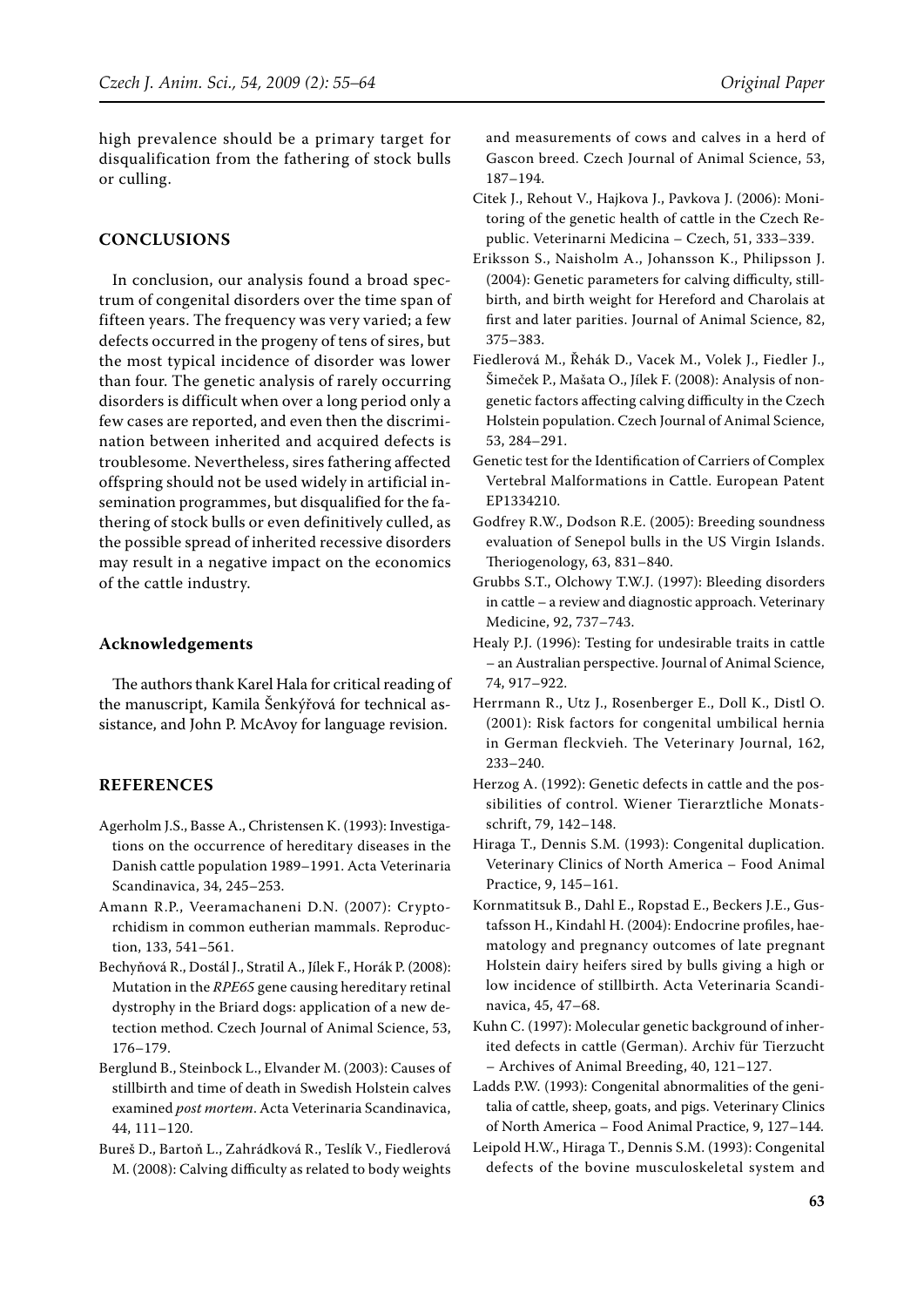high prevalence should be a primary target for disqualification from the fathering of stock bulls or culling.

## CONCLUSIONS

In conclusion, our analysis found a broad spectrum of congenital disorders over the time span of fifteen years. The frequency was very varied; a few defects occurred in the progeny of tens of sires, but the most typical incidence of disorder was lower than four. The genetic analysis of rarely occurring disorders is difficult when over a long period only a few cases are reported, and even then the discrimination between inherited and acquired defects is troublesome. Nevertheless, sires fathering affected offspring should not be used widely in artificial insemination programmes, but disqualified for the fathering of stock bulls or even definitively culled, as the possible spread of inherited recessive disorders may result in a negative impact on the economics of the cattle industry.

### Acknowledgements

The authors thank Karel Hala for critical reading of the manuscript, Kamila Šenkýřová for technical assistance, and John P. McAvoy for language revision.

## REFERENCES

Agerholm J.S., Basse A., Christensen K. (1993): Investigations on the occurrence of hereditary diseases in the Danish cattle population 1989–1991. Acta Veterinaria Scandinavica, 34, 245–253.

Amann R.P., Veeramachaneni D.N. (2007): Cryptorchidism in common eutherian mammals. Reproduction, 133, 541–561.

Bechyňová R., Dostál J., Stratil A., Jílek F., Horák P. (2008): Mutation in the *RPE65* gene causing hereditary retinal dystrophy in the Briard dogs: application of a new detection method. Czech Journal of Animal Science, 53, 176–179.

Berglund B., Steinbock L., Elvander M. (2003): Causes of stillbirth and time of death in Swedish Holstein calves examined *post mortem*. Acta Veterinaria Scandinavica, 44, 111–120.

Bureš D., Bartoň L., Zahrádková R., Teslík V., Fiedlerová M. (2008): Calving difficulty as related to body weights and measurements of cows and calves in a herd of Gascon breed. Czech Journal of Animal Science, 53, 187–194.

Citek J., Rehout V., Hajkova J., Pavkova J. (2006): Monitoring of the genetic health of cattle in the Czech Republic. Veterinarni Medicina – Czech, 51, 333–339.

Eriksson S., Naisholm A., Johansson K., Philipsson J. (2004): Genetic parameters for calving difficulty, stillbirth, and birth weight for Hereford and Charolais at first and later parities. Journal of Animal Science, 82, 375–383.

Fiedlerová M., Řehák D., Vacek M., Volek J., Fiedler J., Šimeček P., Mašata O., Jílek F. (2008): Analysis of non-genetic factors affecting calving difficulty in the Czech Holstein population. Czech Journal of Animal Science, 53, 284–291.

Genetic test for the Identification of Carriers of Complex Vertebral Malformations in Cattle. European Patent EP1334210.

Godfrey R.W., Dodson R.E. (2005): Breeding soundness evaluation of Senepol bulls in the US Virgin Islands. Theriogenology, 63, 831–840.

Grubbs S.T., Olchowy T.W.J. (1997): Bleeding disorders in cattle – a review and diagnostic approach. Veterinary Medicine, 92, 737–743.

Healy P.J. (1996): Testing for undesirable traits in cattle – an Australian perspective. Journal of Animal Science, 74, 917–922.

Herrmann R., Utz J., Rosenberger E., Doll K., Distl O. (2001): Risk factors for congenital umbilical hernia in German fleckvieh. The Veterinary Journal, 162, 233–240.

Herzog A. (1992): Genetic defects in cattle and the possibilities of control. Wiener Tierarztliche Monatsschrift, 79, 142–148.

Hiraga T., Dennis S.M. (1993): Congenital duplication. Veterinary Clinics of North America – Food Animal Practice, 9, 145–161.

Kornmatitsuk B., Dahl E., Ropstad E., Beckers J.E., Gustafsson H., Kindahl H. (2004): Endocrine profiles, haematology and pregnancy outcomes of late pregnant Holstein dairy heifers sired by bulls giving a high or low incidence of stillbirth. Acta Veterinaria Scandinavica, 45, 47–68.

Kuhn C. (1997): Molecular genetic background of inherited defects in cattle (German). Archiv für Tierzucht – Archives of Animal Breeding, 40, 121–127.

Ladds P.W. (1993): Congenital abnormalities of the genitalia of cattle, sheep, goats, and pigs. Veterinary Clinics of North America – Food Animal Practice, 9, 127–144.

Leipold H.W., Hiraga T., Dennis S.M. (1993): Congenital defects of the bovine musculoskeletal system and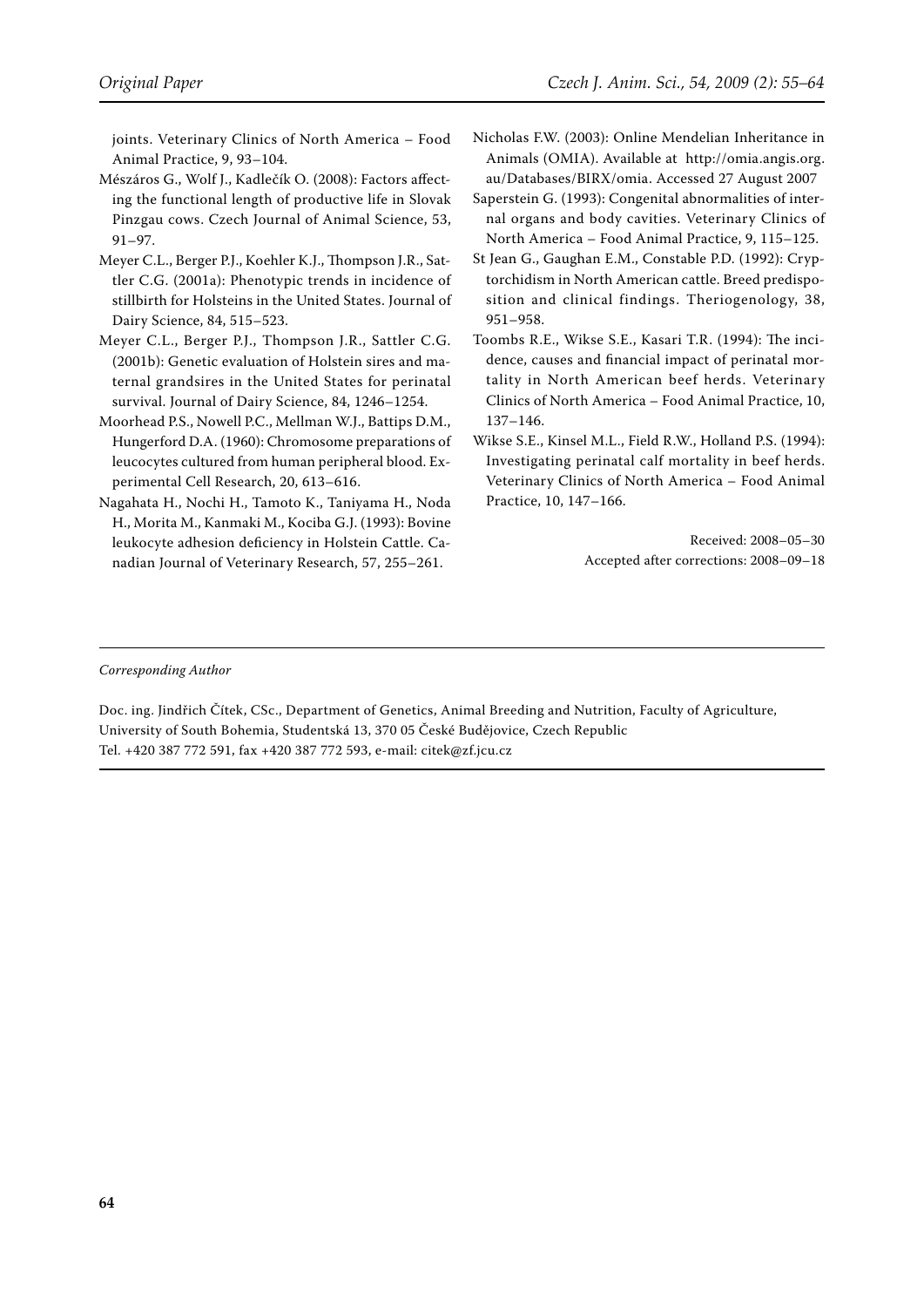joints. Veterinary Clinics of North America – Food Animal Practice, 9, 93–104.

Mészáros G., Wolf J., Kadlečík O. (2008): Factors affecting the functional length of productive life in Slovak Pinzgau cows. Czech Journal of Animal Science, 53, 91–97.

Meyer C.L., Berger P.J., Koehler K.J., Thompson J.R., Sattler C.G. (2001a): Phenotypic trends in incidence of stillbirth for Holsteins in the United States. Journal of Dairy Science, 84, 515–523.

Meyer C.L., Berger P.J., Thompson J.R., Sattler C.G. (2001b): Genetic evaluation of Holstein sires and maternal grandsires in the United States for perinatal survival. Journal of Dairy Science, 84, 1246–1254.

Moorhead P.S., Nowell P.C., Mellman W.J., Battips D.M., Hungerford D.A. (1960): Chromosome preparations of leucocytes cultured from human peripheral blood. Experimental Cell Research, 20, 613–616.

Nagahata H., Nochi H., Tamoto K., Taniyama H., Noda H., Morita M., Kanmaki M., Kociba G.J. (1993): Bovine leukocyte adhesion deficiency in Holstein Cattle. Canadian Journal of Veterinary Research, 57, 255–261.

Nicholas F.W. (2003): Online Mendelian Inheritance in Animals (OMIA). Available at http://omia.angis.org.au/Databases/BIRX/omia. Accessed 27 August 2007

Saperstein G. (1993): Congenital abnormalities of internal organs and body cavities. Veterinary Clinics of North America – Food Animal Practice, 9, 115–125.

St Jean G., Gaughan E.M., Constable P.D. (1992): Cryptorchidism in North American cattle. Breed predisposition and clinical findings. Theriogenology, 38, 951–958.

Toombs R.E., Wikse S.E., Kasari T.R. (1994): The incidence, causes and financial impact of perinatal mortality in North American beef herds. Veterinary Clinics of North America – Food Animal Practice, 10, 137–146.

Wikse S.E., Kinsel M.L., Field R.W., Holland P.S. (1994): Investigating perinatal calf mortality in beef herds. Veterinary Clinics of North America – Food Animal Practice, 10, 147–166.

Received: 2008–05–30
Accepted after corrections: 2008–09–18

---

*Corresponding Author*

Doc. ing. Jindřich Čítek, CSc., Department of Genetics, Animal Breeding and Nutrition, Faculty of Agriculture, University of South Bohemia, Studentská 13, 370 05 České Budějovice, Czech Republic
Tel. +420 387 772 591, fax +420 387 772 593, e-mail: citek@zf.jcu.cz